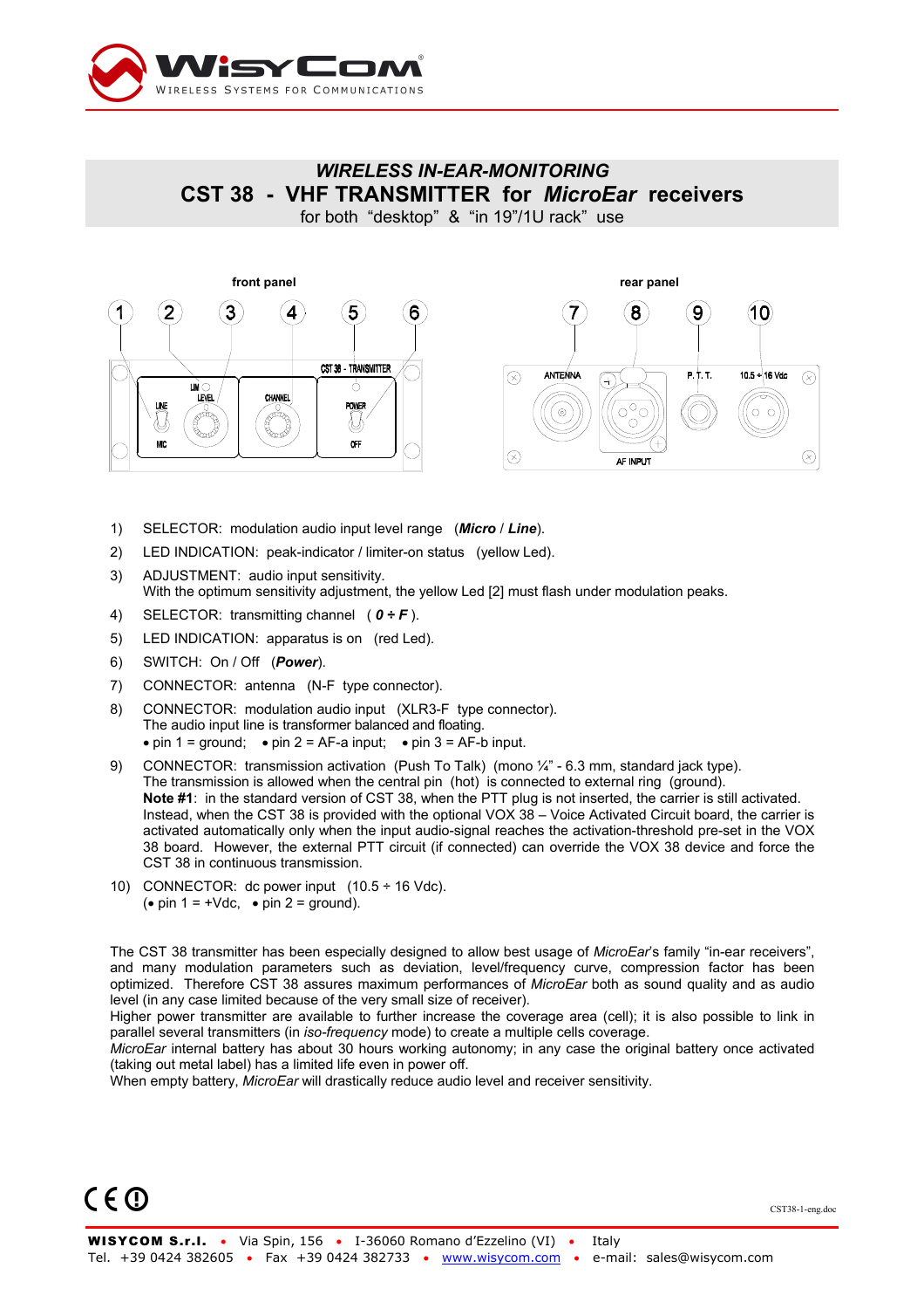# *WIRELESS IN-EAR-MONITORING*

## CST 38 - VHF TRANSMITTER for *MicroEar* receivers

for both “desktop” & “in 19”/1U rack” use

front panel

1 2 3 4 5 6

LIM LEVEL CHANNEL CST 38 - TRANSMITTER POWER OFF LINE MIC

rear panel

7 8 9 10

ANTENNA P. T. T. 10.5 ÷ 16 Vdc AF INPUT

1) SELECTOR: modulation audio input level range (***Micro*** / ***Line***).
2) LED INDICATION: peak-indicator / limiter-on status (yellow Led).
3) ADJUSTMENT: audio input sensitivity.
   With the optimum sensitivity adjustment, the yellow Led [2] must flash under modulation peaks.
4) SELECTOR: transmitting channel ( ***0 ÷ F*** ).
5) LED INDICATION: apparatus is on (red Led).
6) SWITCH: On / Off (***Power***).
7) CONNECTOR: antenna (N-F type connector).
8) CONNECTOR: modulation audio input (XLR3-F type connector).
   The audio input line is transformer balanced and floating.
   • pin 1 = ground; • pin 2 = AF-a input; • pin 3 = AF-b input.
9) CONNECTOR: transmission activation (Push To Talk) (mono ¼” - 6.3 mm, standard jack type).
   The transmission is allowed when the central pin (hot) is connected to external ring (ground).
   **Note #1**: in the standard version of CST 38, when the PTT plug is not inserted, the carrier is still activated. Instead, when the CST 38 is provided with the optional VOX 38 – Voice Activated Circuit board, the carrier is activated automatically only when the input audio-signal reaches the activation-threshold pre-set in the VOX 38 board. However, the external PTT circuit (if connected) can override the VOX 38 device and force the CST 38 in continuous transmission.
10) CONNECTOR: dc power input (10.5 ÷ 16 Vdc).
    (• pin 1 = +Vdc, • pin 2 = ground).

The CST 38 transmitter has been especially designed to allow best usage of *MicroEar*’s family “in-ear receivers”, and many modulation parameters such as deviation, level/frequency curve, compression factor has been optimized. Therefore CST 38 assures maximum performances of *MicroEar* both as sound quality and as audio level (in any case limited because of the very small size of receiver).
Higher power transmitter are available to further increase the coverage area (cell); it is also possible to link in parallel several transmitters (in *iso-frequency* mode) to create a multiple cells coverage.
*MicroEar* internal battery has about 30 hours working autonomy; in any case the original battery once activated (taking out metal label) has a limited life even in power off.
When empty battery, *MicroEar* will drastically reduce audio level and receiver sensitivity.

CST38-1-eng.doc

**WISYCOM S.r.l.** • Via Spin, 156 • I-36060 Romano d’Ezzelino (VI) • Italy
Tel. +39 0424 382605 • Fax +39 0424 382733 • www.wisycom.com • e-mail: sales@wisycom.com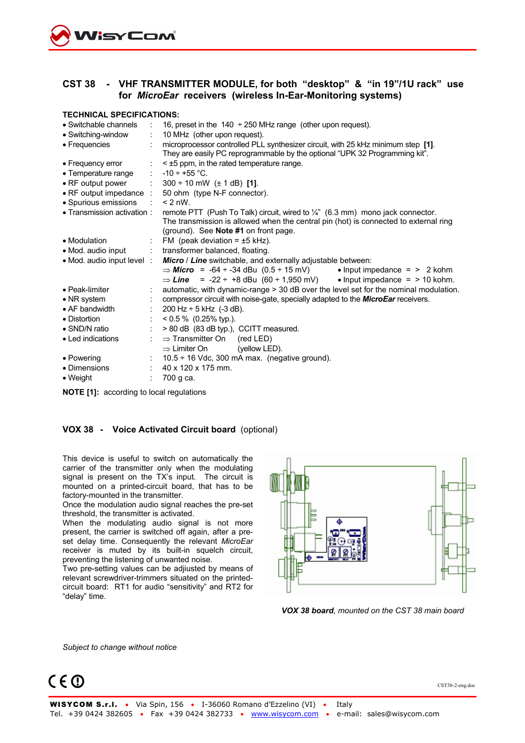## CST 38 - VHF TRANSMITTER MODULE, for both "desktop" & "in 19"/1U rack" use for *MicroEar* receivers (wireless In-Ear-Monitoring systems)

**TECHNICAL SPECIFICATIONS:**

| | | |
|---|---|---|
| • Switchable channels | : | 16, preset in the 140 ÷ 250 MHz range (other upon request). |
| • Switching-window | : | 10 MHz (other upon request). |
| • Frequencies | : | microprocessor controlled PLL synthesizer circuit, with 25 kHz minimum step **[1]**. They are easily PC reprogrammable by the optional "UPK 32 Programming kit". |
| • Frequency error | : | < ±5 ppm, in the rated temperature range. |
| • Temperature range | : | -10 ÷ +55 °C. |
| • RF output power | : | 300 ÷ 10 mW (± 1 dB) **[1]**. |
| • RF output impedance | : | 50 ohm (type N-F connector). |
| • Spurious emissions | : | < 2 nW. |
| • Transmission activation | : | remote PTT (Push To Talk) circuit, wired to ¼" (6.3 mm) mono jack connector. The transmission is allowed when the central pin (hot) is connected to external ring (ground). See **Note #1** on front page. |
| • Modulation | : | FM (peak deviation = ±5 kHz). |
| • Mod. audio input | : | transformer balanced, floating. |
| • Mod. audio input level | : | ***Micro*** / ***Line*** switchable, and externally adjustable between:<br>⇒ ***Micro*** = -64 ÷ -34 dBu (0.5 ÷ 15 mV) • Input impedance = > 2 kohm<br>⇒ ***Line*** = -22 ÷ +8 dBu (60 ÷ 1,950 mV) • Input impedance = > 10 kohm. |
| • Peak-limiter | : | automatic, with dynamic-range > 30 dB over the level set for the nominal modulation. |
| • NR system | : | compressor circuit with noise-gate, specially adapted to the ***MicroEar*** receivers. |
| • AF bandwidth | : | 200 Hz ÷ 5 kHz (-3 dB). |
| • Distortion | : | < 0.5 % (0.25% typ.). |
| • SND/N ratio | : | > 80 dB (83 dB typ.), CCITT measured. |
| • Led indications | : | ⇒ Transmitter On (red LED)<br>⇒ Limiter On (yellow LED). |
| • Powering | : | 10.5 ÷ 16 Vdc, 300 mA max. (negative ground). |
| • Dimensions | : | 40 x 120 x 175 mm. |
| • Weight | : | 700 g ca. |

**NOTE [1]:** according to local regulations

## VOX 38 - Voice Activated Circuit board (optional)

This device is useful to switch on automatically the carrier of the transmitter only when the modulating signal is present on the TX's input. The circuit is mounted on a printed-circuit board, that has to be factory-mounted in the transmitter.

Once the modulation audio signal reaches the pre-set threshold, the transmitter is activated.

When the modulating audio signal is not more present, the carrier is switched off again, after a pre-set delay time. Consequently the relevant *MicroEar* receiver is muted by its built-in squelch circuit, preventing the listening of unwanted noise.

Two pre-setting values can be adjiusted by means of relevant screwdriver-trimmers situated on the printed-circuit board: RT1 for audio "sensitivity" and RT2 for "delay" time.

***VOX 38 board**, mounted on the CST 38 main board*

*Subject to change without notice*

CST38-2-eng.doc

**WISYCOM S.r.l.** • Via Spin, 156 • I-36060 Romano d'Ezzelino (VI) • Italy
Tel. +39 0424 382605 • Fax +39 0424 382733 • www.wisycom.com • e-mail: sales@wisycom.com